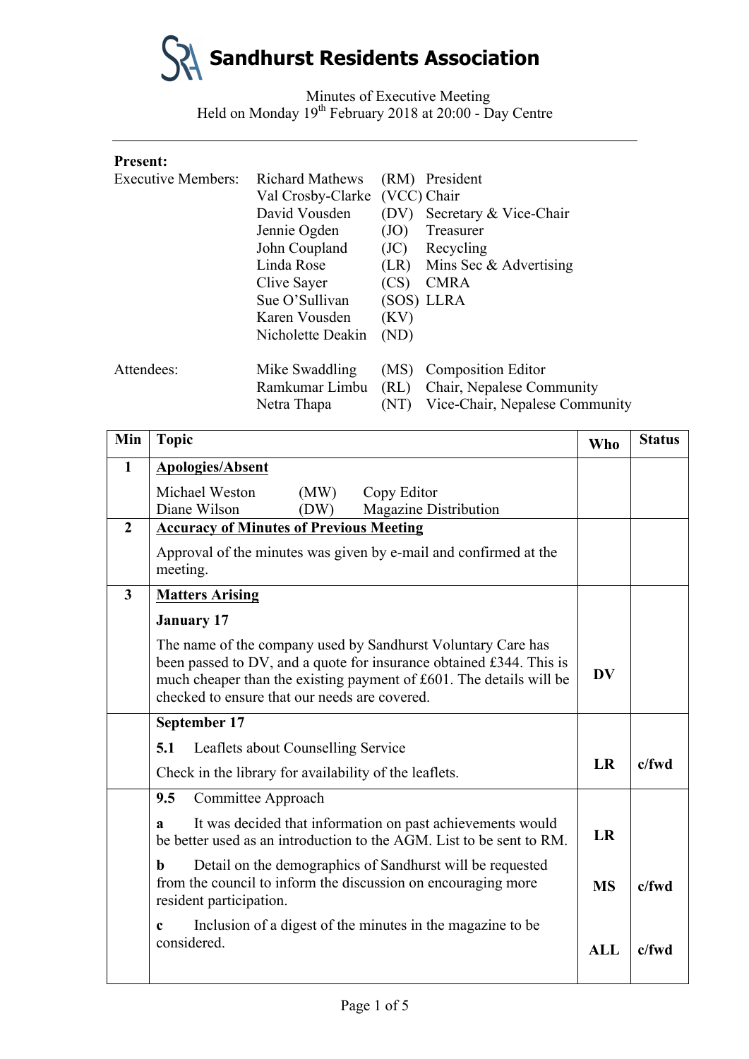# Sandhurst Residents Association

Minutes of Executive Meeting
Held on Monday 19th February 2018 at 20:00 - Day Centre

---

**Present:**

| | | | |
|---|---|---|---|
| Executive Members: | Richard Mathews | (RM) | President |
| | Val Crosby-Clarke | (VCC) | Chair |
| | David Vousden | (DV) | Secretary & Vice-Chair |
| | Jennie Ogden | (JO) | Treasurer |
| | John Coupland | (JC) | Recycling |
| | Linda Rose | (LR) | Mins Sec & Advertising |
| | Clive Sayer | (CS) | CMRA |
| | Sue O'Sullivan | (SOS) | LLRA |
| | Karen Vousden | (KV) | |
| | Nicholette Deakin | (ND) | |
| Attendees: | Mike Swaddling | (MS) | Composition Editor |
| | Ramkumar Limbu | (RL) | Chair, Nepalese Community |
| | Netra Thapa | (NT) | Vice-Chair, Nepalese Community |

| Min | Topic | Who | Status |
|---|---|---|---|
| **1** | **Apologies/Absent**<br>Michael Weston (MW) Copy Editor<br>Diane Wilson (DW) Magazine Distribution | | |
| **2** | **Accuracy of Minutes of Previous Meeting**<br>Approval of the minutes was given by e-mail and confirmed at the meeting. | | |
| **3** | **Matters Arising**<br>**January 17**<br>The name of the company used by Sandhurst Voluntary Care has been passed to DV, and a quote for insurance obtained £344. This is much cheaper than the existing payment of £601. The details will be checked to ensure that our needs are covered. | **DV** | |
| | **September 17**<br>**5.1** Leaflets about Counselling Service<br>Check in the library for availability of the leaflets. | **LR** | **c/fwd** |
| | **9.5** Committee Approach<br>**a** It was decided that information on past achievements would be better used as an introduction to the AGM. List to be sent to RM. | **LR** | |
| | **b** Detail on the demographics of Sandhurst will be requested from the council to inform the discussion on encouraging more resident participation. | **MS** | **c/fwd** |
| | **c** Inclusion of a digest of the minutes in the magazine to be considered. | **ALL** | **c/fwd** |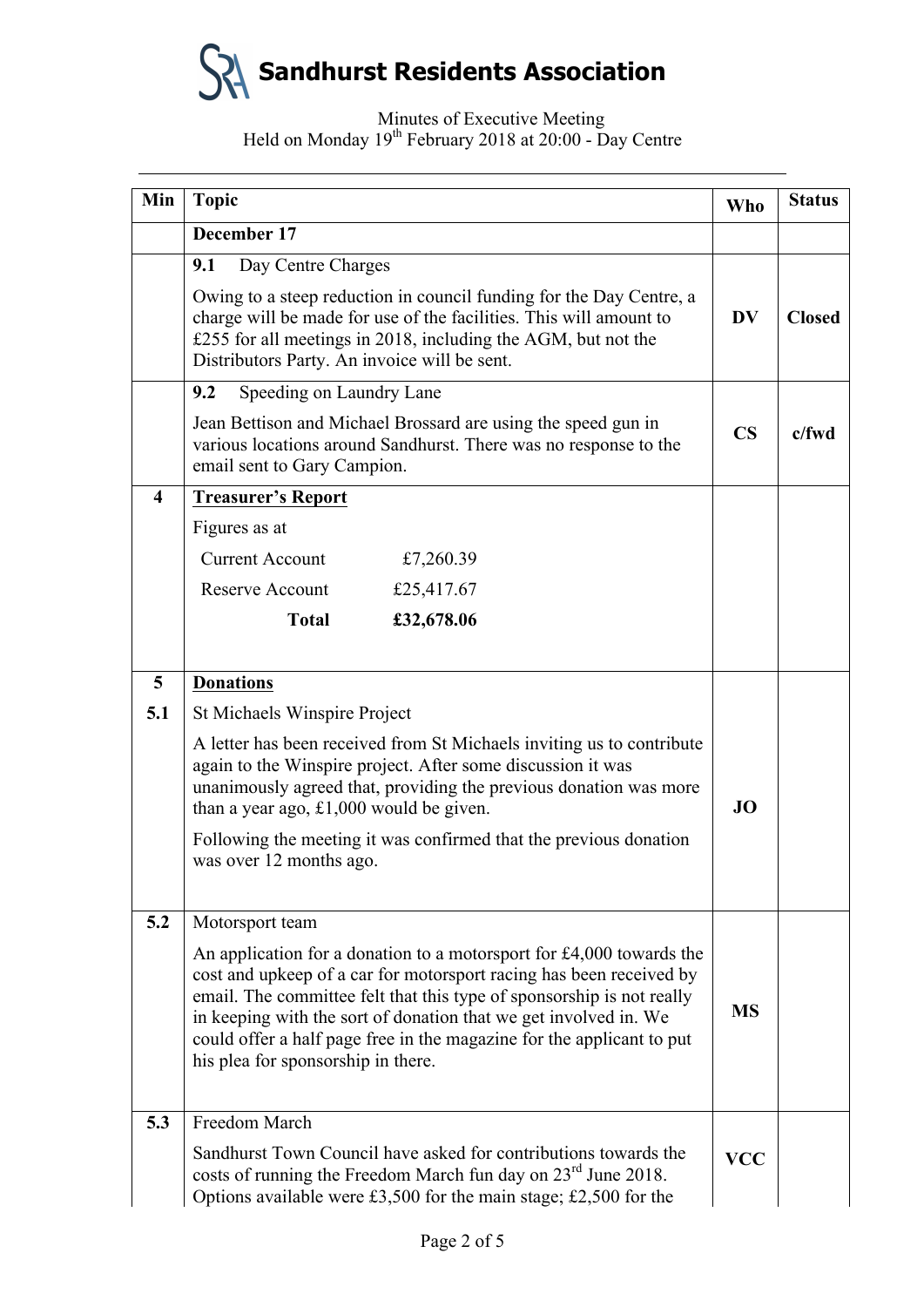# Sandhurst Residents Association

Minutes of Executive Meeting
Held on Monday 19th February 2018 at 20:00 - Day Centre

| Min | Topic | Who | Status |
|---|---|---|---|
| | **December 17** | | |
| | **9.1** Day Centre Charges<br><br>Owing to a steep reduction in council funding for the Day Centre, a charge will be made for use of the facilities. This will amount to £255 for all meetings in 2018, including the AGM, but not the Distributors Party. An invoice will be sent. | **DV** | **Closed** |
| | **9.2** Speeding on Laundry Lane<br><br>Jean Bettison and Michael Brossard are using the speed gun in various locations around Sandhurst. There was no response to the email sent to Gary Campion. | **CS** | **c/fwd** |
| **4** | **Treasurer's Report**<br><br>Figures as at<br><br>Current Account £7,260.39<br>Reserve Account £25,417.67<br>**Total £32,678.06** | | |
| **5** | **Donations** | | |
| **5.1** | St Michaels Winspire Project<br><br>A letter has been received from St Michaels inviting us to contribute again to the Winspire project. After some discussion it was unanimously agreed that, providing the previous donation was more than a year ago, £1,000 would be given.<br><br>Following the meeting it was confirmed that the previous donation was over 12 months ago. | **JO** | |
| **5.2** | Motorsport team<br><br>An application for a donation to a motorsport for £4,000 towards the cost and upkeep of a car for motorsport racing has been received by email. The committee felt that this type of sponsorship is not really in keeping with the sort of donation that we get involved in. We could offer a half page free in the magazine for the applicant to put his plea for sponsorship in there. | **MS** | |
| **5.3** | Freedom March<br><br>Sandhurst Town Council have asked for contributions towards the costs of running the Freedom March fun day on 23rd June 2018. Options available were £3,500 for the main stage; £2,500 for the | **VCC** | |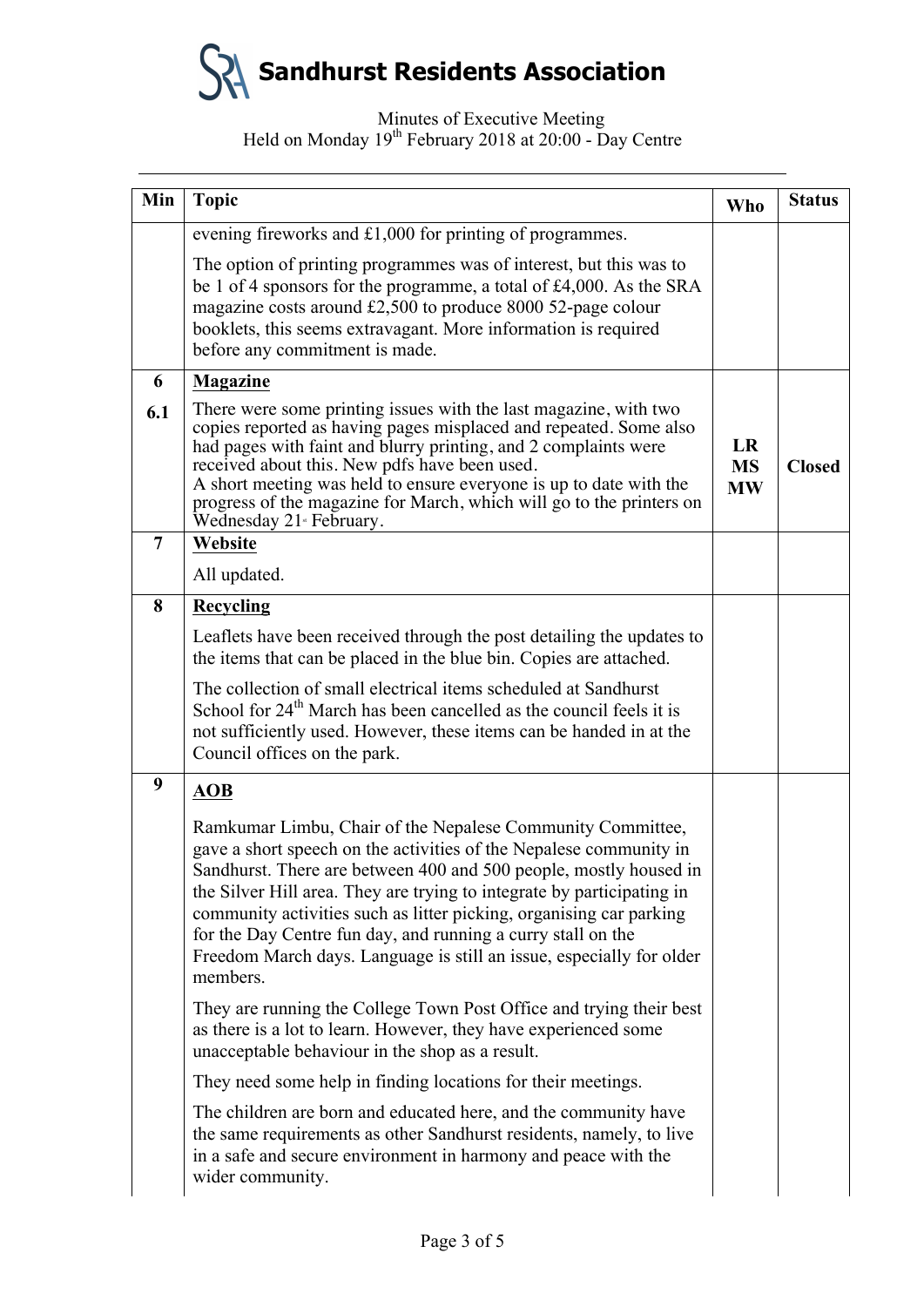# Sandhurst Residents Association

Minutes of Executive Meeting
Held on Monday 19th February 2018 at 20:00 - Day Centre

| Min | Topic | Who | Status |
|---|---|---|---|
| | evening fireworks and £1,000 for printing of programmes.<br><br>The option of printing programmes was of interest, but this was to be 1 of 4 sponsors for the programme, a total of £4,000. As the SRA magazine costs around £2,500 to produce 8000 52-page colour booklets, this seems extravagant. More information is required before any commitment is made. | | |
| 6 | **Magazine** | | |
| 6.1 | There were some printing issues with the last magazine, with two copies reported as having pages misplaced and repeated. Some also had pages with faint and blurry printing, and 2 complaints were received about this. New pdfs have been used.<br>A short meeting was held to ensure everyone is up to date with the progress of the magazine for March, which will go to the printers on Wednesday 21st February. | **LR MS MW** | **Closed** |
| 7 | **Website**<br><br>All updated. | | |
| 8 | **Recycling**<br><br>Leaflets have been received through the post detailing the updates to the items that can be placed in the blue bin. Copies are attached.<br><br>The collection of small electrical items scheduled at Sandhurst School for 24th March has been cancelled as the council feels it is not sufficiently used. However, these items can be handed in at the Council offices on the park. | | |
| 9 | **AOB**<br><br>Ramkumar Limbu, Chair of the Nepalese Community Committee, gave a short speech on the activities of the Nepalese community in Sandhurst. There are between 400 and 500 people, mostly housed in the Silver Hill area. They are trying to integrate by participating in community activities such as litter picking, organising car parking for the Day Centre fun day, and running a curry stall on the Freedom March days. Language is still an issue, especially for older members.<br><br>They are running the College Town Post Office and trying their best as there is a lot to learn. However, they have experienced some unacceptable behaviour in the shop as a result.<br><br>They need some help in finding locations for their meetings.<br><br>The children are born and educated here, and the community have the same requirements as other Sandhurst residents, namely, to live in a safe and secure environment in harmony and peace with the wider community. | | |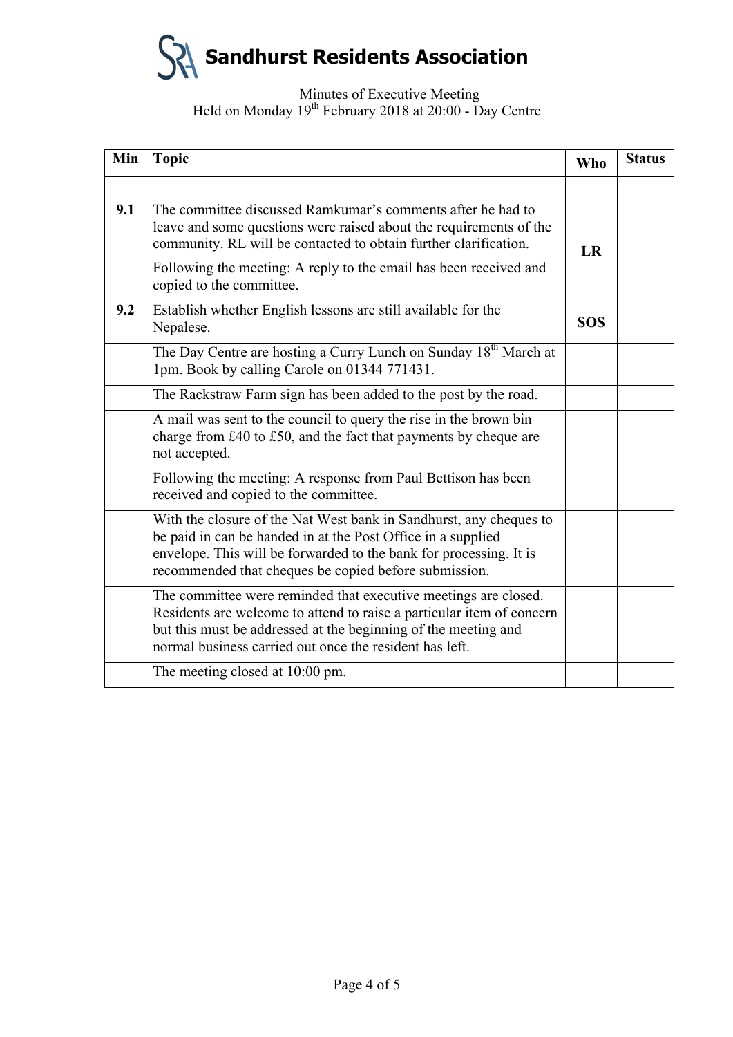# Sandhurst Residents Association

Minutes of Executive Meeting
Held on Monday 19th February 2018 at 20:00 - Day Centre

| Min | Topic | Who | Status |
|---|---|---|---|
| **9.1** | The committee discussed Ramkumar's comments after he had to leave and some questions were raised about the requirements of the community. RL will be contacted to obtain further clarification.<br><br>Following the meeting: A reply to the email has been received and copied to the committee. | **LR** | |
| **9.2** | Establish whether English lessons are still available for the Nepalese. | **SOS** | |
| | The Day Centre are hosting a Curry Lunch on Sunday 18th March at 1pm. Book by calling Carole on 01344 771431. | | |
| | The Rackstraw Farm sign has been added to the post by the road. | | |
| | A mail was sent to the council to query the rise in the brown bin charge from £40 to £50, and the fact that payments by cheque are not accepted.<br><br>Following the meeting: A response from Paul Bettison has been received and copied to the committee. | | |
| | With the closure of the Nat West bank in Sandhurst, any cheques to be paid in can be handed in at the Post Office in a supplied envelope. This will be forwarded to the bank for processing. It is recommended that cheques be copied before submission. | | |
| | The committee were reminded that executive meetings are closed. Residents are welcome to attend to raise a particular item of concern but this must be addressed at the beginning of the meeting and normal business carried out once the resident has left. | | |
| | The meeting closed at 10:00 pm. | | |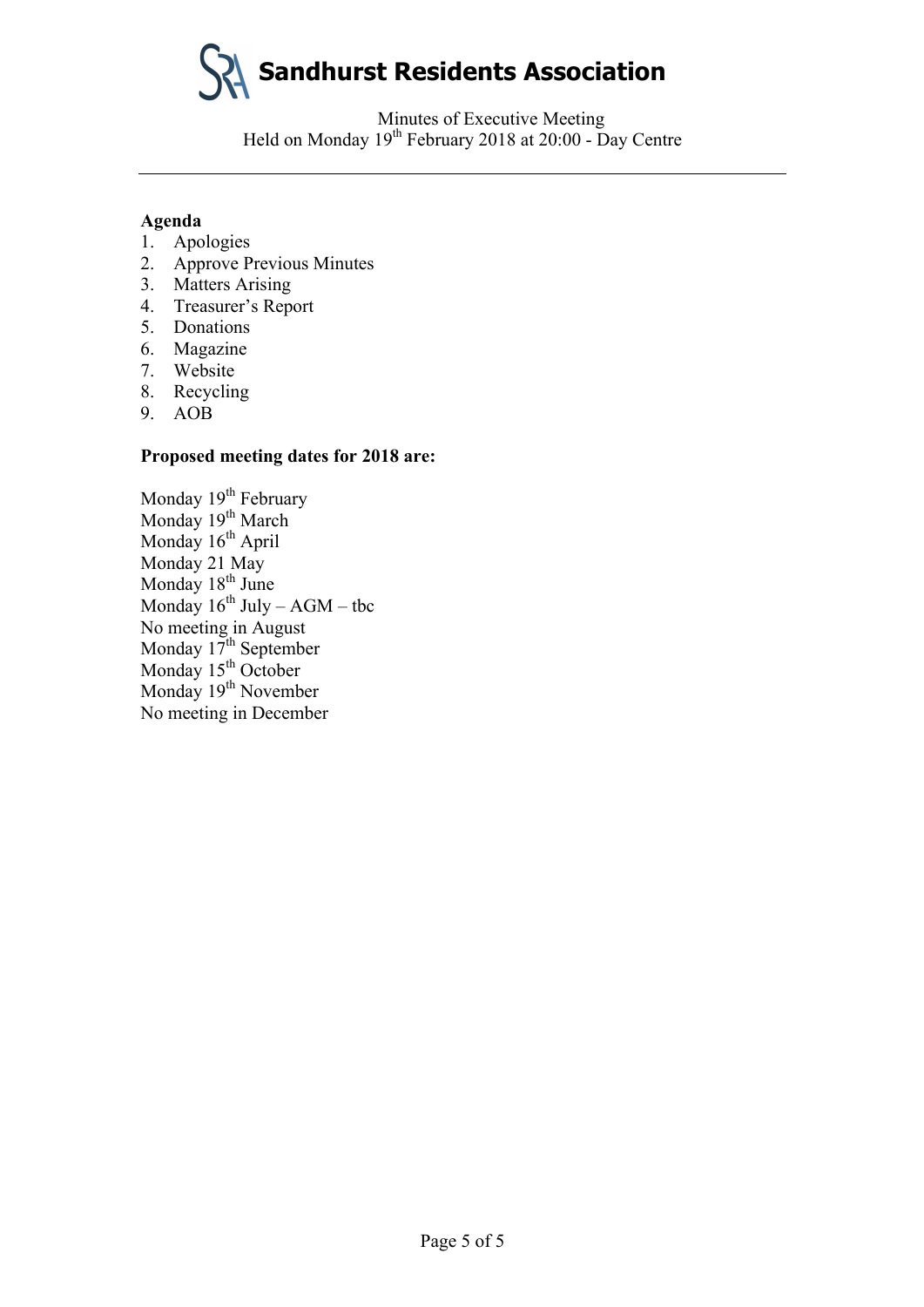# Sandhurst Residents Association

Minutes of Executive Meeting
Held on Monday 19th February 2018 at 20:00 - Day Centre

---

**Agenda**

1. Apologies
2. Approve Previous Minutes
3. Matters Arising
4. Treasurer's Report
5. Donations
6. Magazine
7. Website
8. Recycling
9. AOB

**Proposed meeting dates for 2018 are:**

Monday 19th February
Monday 19th March
Monday 16th April
Monday 21 May
Monday 18th June
Monday 16th July – AGM – tbc
No meeting in August
Monday 17th September
Monday 15th October
Monday 19th November
No meeting in December